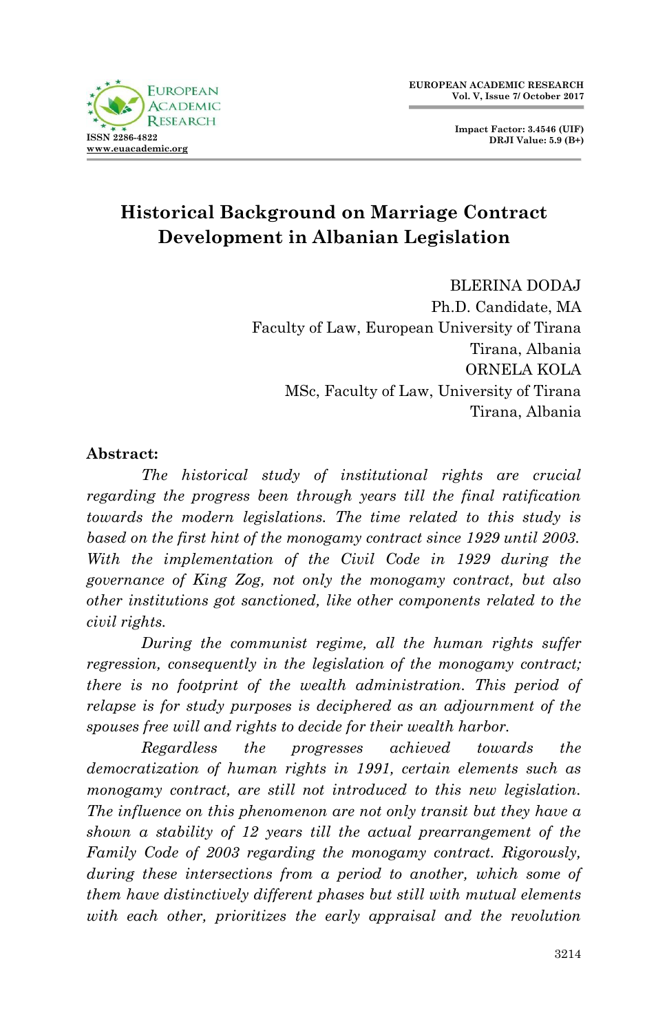# Historical Background on Marriage Contract Development in Albanian Legislation

BLERINA DODAJ
Ph.D. Candidate, MA
Faculty of Law, European University of Tirana
Tirana, Albania

ORNELA KOLA
MSc, Faculty of Law, University of Tirana
Tirana, Albania

**Abstract:**

*The historical study of institutional rights are crucial regarding the progress been through years till the final ratification towards the modern legislations. The time related to this study is based on the first hint of the monogamy contract since 1929 until 2003. With the implementation of the Civil Code in 1929 during the governance of King Zog, not only the monogamy contract, but also other institutions got sanctioned, like other components related to the civil rights.*

*During the communist regime, all the human rights suffer regression, consequently in the legislation of the monogamy contract; there is no footprint of the wealth administration. This period of relapse is for study purposes is deciphered as an adjournment of the spouses free will and rights to decide for their wealth harbor.*

*Regardless the progresses achieved towards the democratization of human rights in 1991, certain elements such as monogamy contract, are still not introduced to this new legislation. The influence on this phenomenon are not only transit but they have a shown a stability of 12 years till the actual prearrangement of the Family Code of 2003 regarding the monogamy contract. Rigorously, during these intersections from a period to another, which some of them have distinctively different phases but still with mutual elements with each other, prioritizes the early appraisal and the revolution*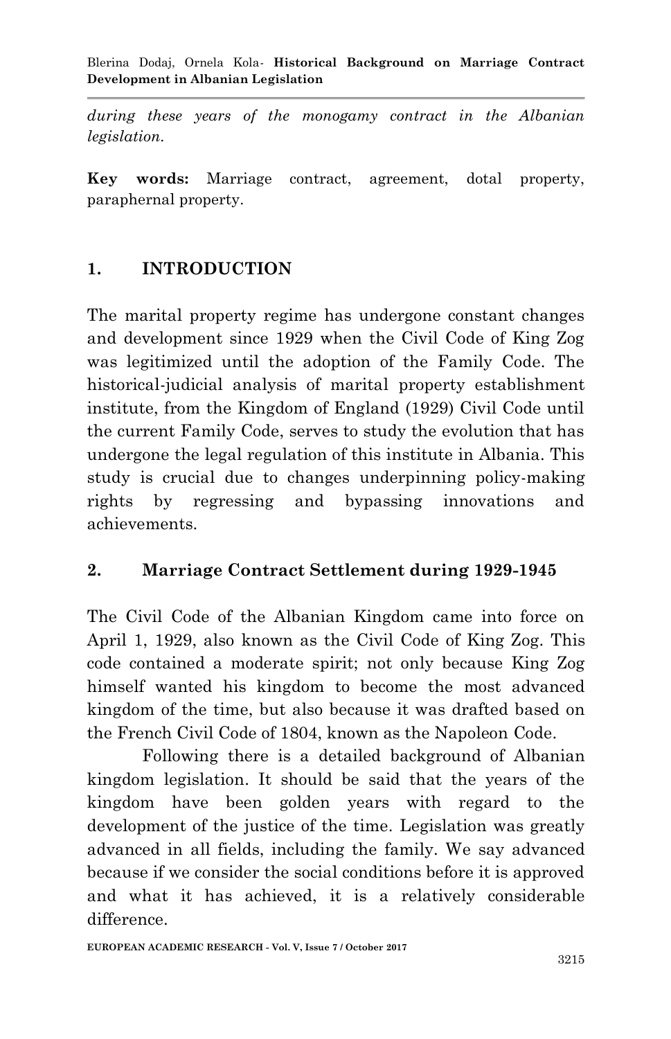*during these years of the monogamy contract in the Albanian legislation.*

**Key words:** Marriage contract, agreement, dotal property, paraphernal property.

## 1. INTRODUCTION

The marital property regime has undergone constant changes and development since 1929 when the Civil Code of King Zog was legitimized until the adoption of the Family Code. The historical-judicial analysis of marital property establishment institute, from the Kingdom of England (1929) Civil Code until the current Family Code, serves to study the evolution that has undergone the legal regulation of this institute in Albania. This study is crucial due to changes underpinning policy-making rights by regressing and bypassing innovations and achievements.

## 2. Marriage Contract Settlement during 1929-1945

The Civil Code of the Albanian Kingdom came into force on April 1, 1929, also known as the Civil Code of King Zog. This code contained a moderate spirit; not only because King Zog himself wanted his kingdom to become the most advanced kingdom of the time, but also because it was drafted based on the French Civil Code of 1804, known as the Napoleon Code.

Following there is a detailed background of Albanian kingdom legislation. It should be said that the years of the kingdom have been golden years with regard to the development of the justice of the time. Legislation was greatly advanced in all fields, including the family. We say advanced because if we consider the social conditions before it is approved and what it has achieved, it is a relatively considerable difference.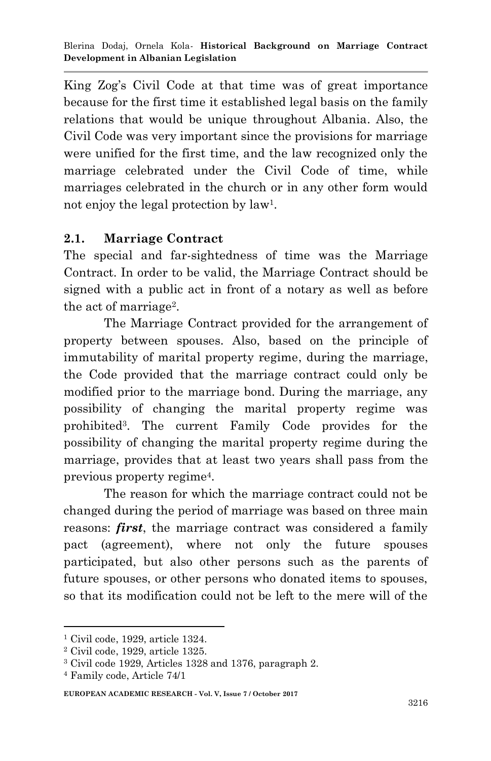King Zog's Civil Code at that time was of great importance because for the first time it established legal basis on the family relations that would be unique throughout Albania. Also, the Civil Code was very important since the provisions for marriage were unified for the first time, and the law recognized only the marriage celebrated under the Civil Code of time, while marriages celebrated in the church or in any other form would not enjoy the legal protection by law[1].

## 2.1. Marriage Contract

The special and far-sightedness of time was the Marriage Contract. In order to be valid, the Marriage Contract should be signed with a public act in front of a notary as well as before the act of marriage[2].

The Marriage Contract provided for the arrangement of property between spouses. Also, based on the principle of immutability of marital property regime, during the marriage, the Code provided that the marriage contract could only be modified prior to the marriage bond. During the marriage, any possibility of changing the marital property regime was prohibited[3]. The current Family Code provides for the possibility of changing the marital property regime during the marriage, provides that at least two years shall pass from the previous property regime[4].

The reason for which the marriage contract could not be changed during the period of marriage was based on three main reasons: ***first***, the marriage contract was considered a family pact (agreement), where not only the future spouses participated, but also other persons such as the parents of future spouses, or other persons who donated items to spouses, so that its modification could not be left to the mere will of the

---

[1] Civil code, 1929, article 1324.

[2] Civil code, 1929, article 1325.

[3] Civil code 1929, Articles 1328 and 1376, paragraph 2.

[4] Family code, Article 74/1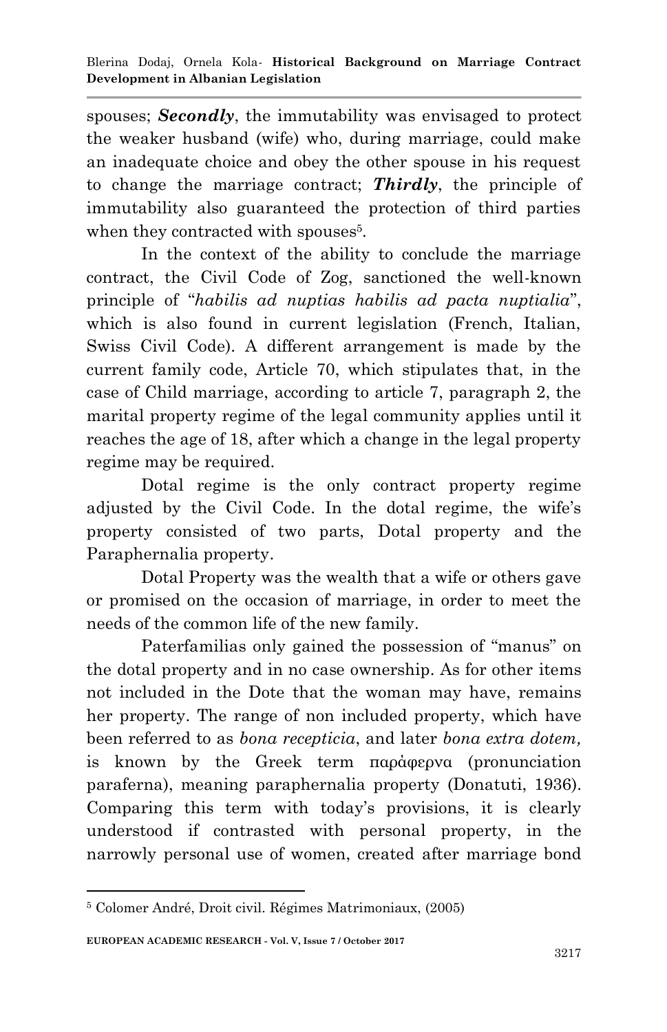spouses; ***Secondly***, the immutability was envisaged to protect the weaker husband (wife) who, during marriage, could make an inadequate choice and obey the other spouse in his request to change the marriage contract; ***Thirdly***, the principle of immutability also guaranteed the protection of third parties when they contracted with spouses[5].

In the context of the ability to conclude the marriage contract, the Civil Code of Zog, sanctioned the well-known principle of "*habilis ad nuptias habilis ad pacta nuptialia*", which is also found in current legislation (French, Italian, Swiss Civil Code). A different arrangement is made by the current family code, Article 70, which stipulates that, in the case of Child marriage, according to article 7, paragraph 2, the marital property regime of the legal community applies until it reaches the age of 18, after which a change in the legal property regime may be required.

Dotal regime is the only contract property regime adjusted by the Civil Code. In the dotal regime, the wife's property consisted of two parts, Dotal property and the Paraphernalia property.

Dotal Property was the wealth that a wife or others gave or promised on the occasion of marriage, in order to meet the needs of the common life of the new family.

Paterfamilias only gained the possession of "manus" on the dotal property and in no case ownership. As for other items not included in the Dote that the woman may have, remains her property. The range of non included property, which have been referred to as *bona recepticia*, and later *bona extra dotem,* is known by the Greek term παράφερνα (pronunciation paraferna), meaning paraphernalia property (Donatuti, 1936). Comparing this term with today's provisions, it is clearly understood if contrasted with personal property, in the narrowly personal use of women, created after marriage bond

---

[5] Colomer André, Droit civil. Régimes Matrimoniaux, (2005)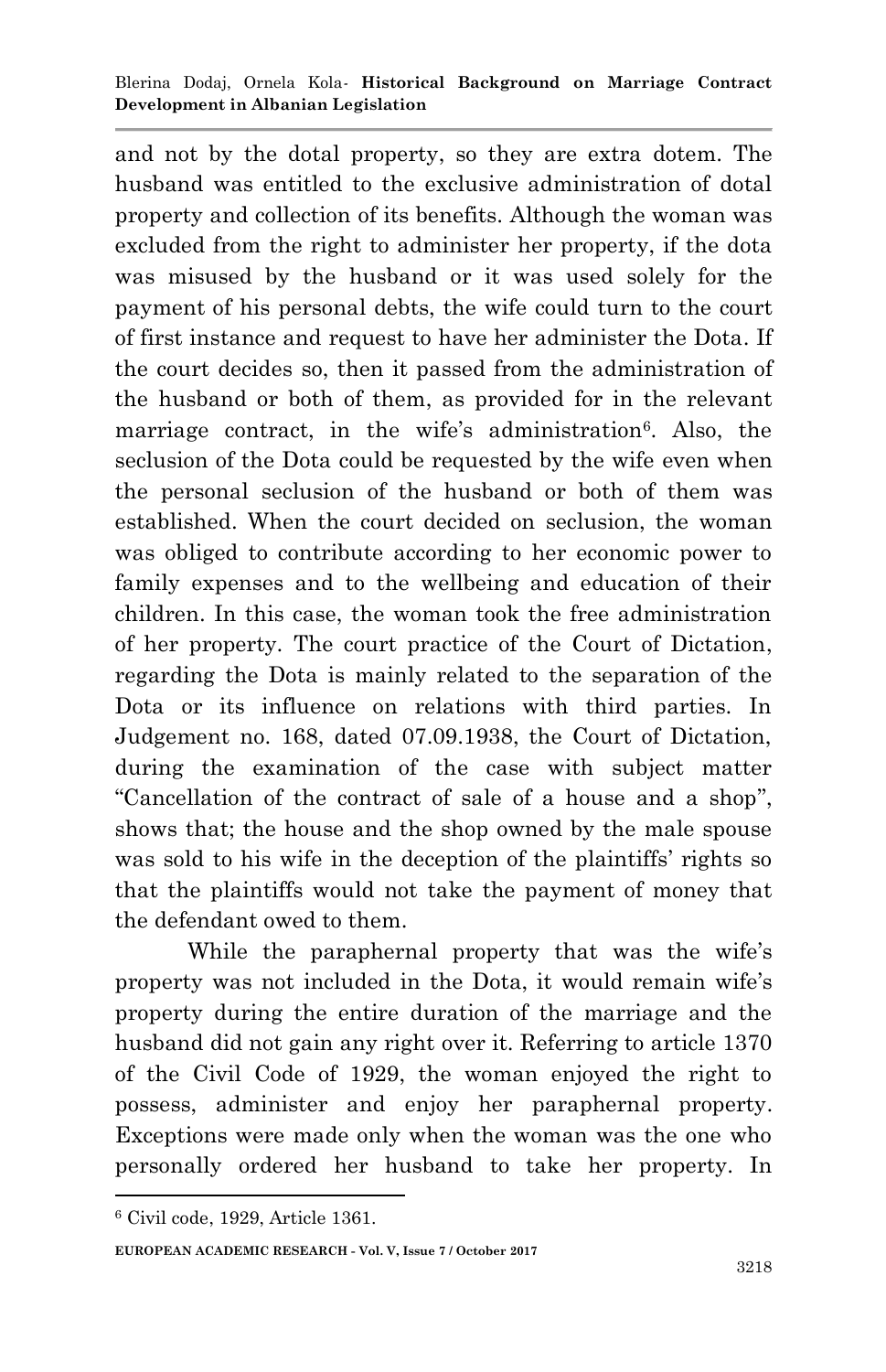and not by the dotal property, so they are extra dotem. The husband was entitled to the exclusive administration of dotal property and collection of its benefits. Although the woman was excluded from the right to administer her property, if the dota was misused by the husband or it was used solely for the payment of his personal debts, the wife could turn to the court of first instance and request to have her administer the Dota. If the court decides so, then it passed from the administration of the husband or both of them, as provided for in the relevant marriage contract, in the wife's administration[6]. Also, the seclusion of the Dota could be requested by the wife even when the personal seclusion of the husband or both of them was established. When the court decided on seclusion, the woman was obliged to contribute according to her economic power to family expenses and to the wellbeing and education of their children. In this case, the woman took the free administration of her property. The court practice of the Court of Dictation, regarding the Dota is mainly related to the separation of the Dota or its influence on relations with third parties. In Judgement no. 168, dated 07.09.1938, the Court of Dictation, during the examination of the case with subject matter "Cancellation of the contract of sale of a house and a shop", shows that; the house and the shop owned by the male spouse was sold to his wife in the deception of the plaintiffs' rights so that the plaintiffs would not take the payment of money that the defendant owed to them.

While the paraphernal property that was the wife's property was not included in the Dota, it would remain wife's property during the entire duration of the marriage and the husband did not gain any right over it. Referring to article 1370 of the Civil Code of 1929, the woman enjoyed the right to possess, administer and enjoy her paraphernal property. Exceptions were made only when the woman was the one who personally ordered her husband to take her property. In

---

[6] Civil code, 1929, Article 1361.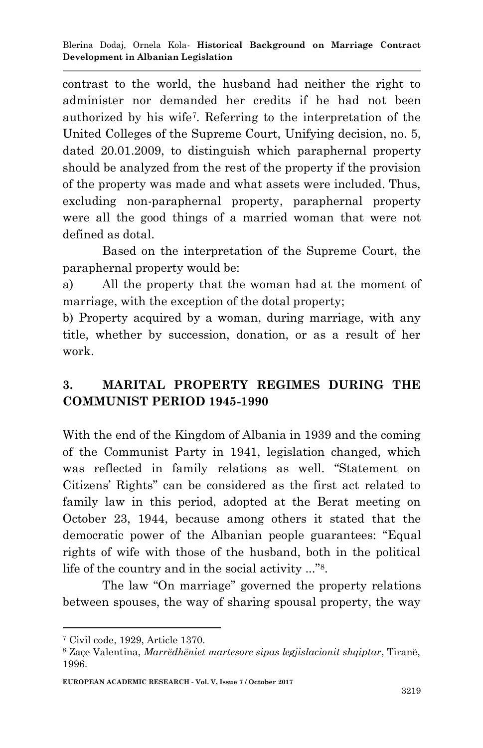contrast to the world, the husband had neither the right to administer nor demanded her credits if he had not been authorized by his wife[7]. Referring to the interpretation of the United Colleges of the Supreme Court, Unifying decision, no. 5, dated 20.01.2009, to distinguish which paraphernal property should be analyzed from the rest of the property if the provision of the property was made and what assets were included. Thus, excluding non-paraphernal property, paraphernal property were all the good things of a married woman that were not defined as dotal.

Based on the interpretation of the Supreme Court, the paraphernal property would be:

a) All the property that the woman had at the moment of marriage, with the exception of the dotal property;

b) Property acquired by a woman, during marriage, with any title, whether by succession, donation, or as a result of her work.

## 3. MARITAL PROPERTY REGIMES DURING THE COMMUNIST PERIOD 1945-1990

With the end of the Kingdom of Albania in 1939 and the coming of the Communist Party in 1941, legislation changed, which was reflected in family relations as well. "Statement on Citizens' Rights" can be considered as the first act related to family law in this period, adopted at the Berat meeting on October 23, 1944, because among others it stated that the democratic power of the Albanian people guarantees: "Equal rights of wife with those of the husband, both in the political life of the country and in the social activity ..."[8].

The law "On marriage" governed the property relations between spouses, the way of sharing spousal property, the way

---

[7] Civil code, 1929, Article 1370.

[8] Zaçe Valentina, *Marrëdhëniet martesore sipas legjislacionit shqiptar*, Tiranë, 1996.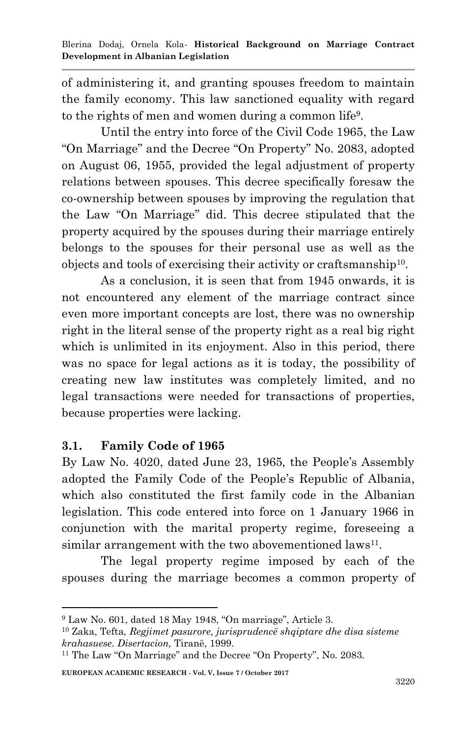of administering it, and granting spouses freedom to maintain the family economy. This law sanctioned equality with regard to the rights of men and women during a common life[9].

Until the entry into force of the Civil Code 1965, the Law "On Marriage" and the Decree "On Property" No. 2083, adopted on August 06, 1955, provided the legal adjustment of property relations between spouses. This decree specifically foresaw the co-ownership between spouses by improving the regulation that the Law "On Marriage" did. This decree stipulated that the property acquired by the spouses during their marriage entirely belongs to the spouses for their personal use as well as the objects and tools of exercising their activity or craftsmanship[10].

As a conclusion, it is seen that from 1945 onwards, it is not encountered any element of the marriage contract since even more important concepts are lost, there was no ownership right in the literal sense of the property right as a real big right which is unlimited in its enjoyment. Also in this period, there was no space for legal actions as it is today, the possibility of creating new law institutes was completely limited, and no legal transactions were needed for transactions of properties, because properties were lacking.

### 3.1. Family Code of 1965

By Law No. 4020, dated June 23, 1965, the People's Assembly adopted the Family Code of the People's Republic of Albania, which also constituted the first family code in the Albanian legislation. This code entered into force on 1 January 1966 in conjunction with the marital property regime, foreseeing a similar arrangement with the two abovementioned laws[11].

The legal property regime imposed by each of the spouses during the marriage becomes a common property of

---

[9] Law No. 601, dated 18 May 1948, "On marriage", Article 3.

[10] Zaka, Tefta, *Regjimet pasurore, jurisprudencë shqiptare dhe disa sisteme krahasuese. Disertacion,* Tiranë, 1999.

[11] The Law "On Marriage" and the Decree "On Property", No. 2083.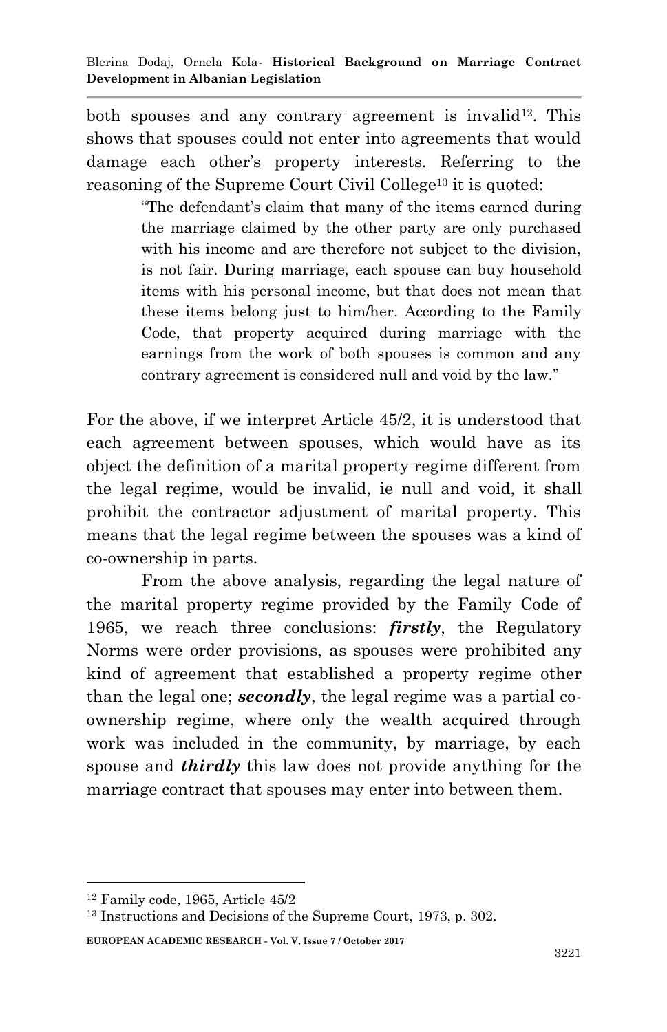both spouses and any contrary agreement is invalid[12]. This shows that spouses could not enter into agreements that would damage each other's property interests. Referring to the reasoning of the Supreme Court Civil College[13] it is quoted:

> "The defendant's claim that many of the items earned during the marriage claimed by the other party are only purchased with his income and are therefore not subject to the division, is not fair. During marriage, each spouse can buy household items with his personal income, but that does not mean that these items belong just to him/her. According to the Family Code, that property acquired during marriage with the earnings from the work of both spouses is common and any contrary agreement is considered null and void by the law."

For the above, if we interpret Article 45/2, it is understood that each agreement between spouses, which would have as its object the definition of a marital property regime different from the legal regime, would be invalid, ie null and void, it shall prohibit the contractor adjustment of marital property. This means that the legal regime between the spouses was a kind of co-ownership in parts.

From the above analysis, regarding the legal nature of the marital property regime provided by the Family Code of 1965, we reach three conclusions: ***firstly***, the Regulatory Norms were order provisions, as spouses were prohibited any kind of agreement that established a property regime other than the legal one; ***secondly***, the legal regime was a partial co-ownership regime, where only the wealth acquired through work was included in the community, by marriage, by each spouse and ***thirdly*** this law does not provide anything for the marriage contract that spouses may enter into between them.

---

[12] Family code, 1965, Article 45/2

[13] Instructions and Decisions of the Supreme Court, 1973, p. 302.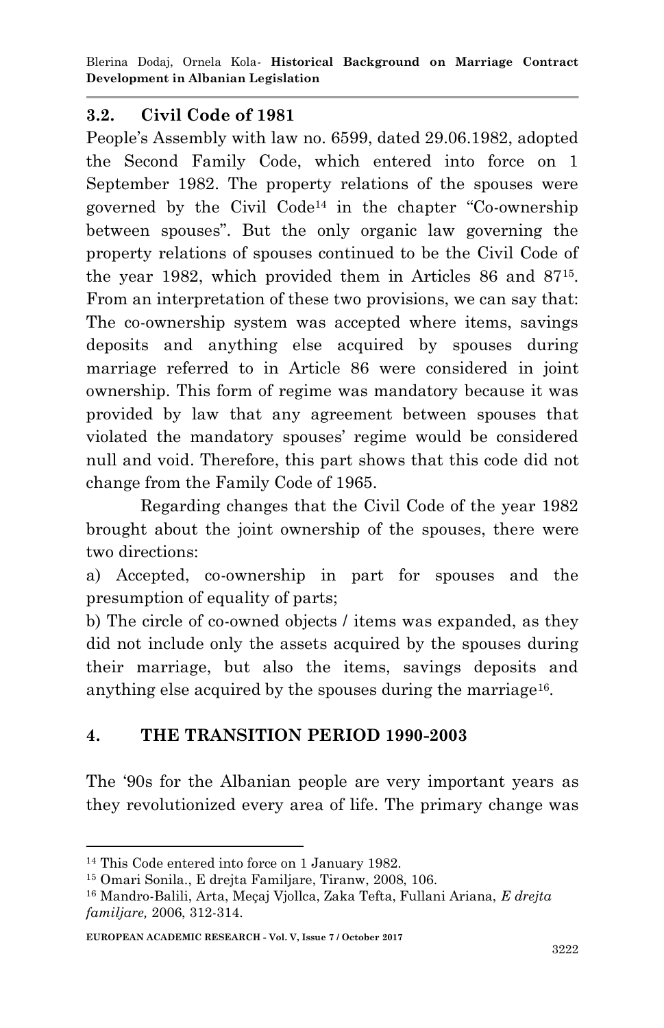### 3.2. Civil Code of 1981

People's Assembly with law no. 6599, dated 29.06.1982, adopted the Second Family Code, which entered into force on 1 September 1982. The property relations of the spouses were governed by the Civil Code[14] in the chapter "Co-ownership between spouses". But the only organic law governing the property relations of spouses continued to be the Civil Code of the year 1982, which provided them in Articles 86 and 87[15]. From an interpretation of these two provisions, we can say that: The co-ownership system was accepted where items, savings deposits and anything else acquired by spouses during marriage referred to in Article 86 were considered in joint ownership. This form of regime was mandatory because it was provided by law that any agreement between spouses that violated the mandatory spouses' regime would be considered null and void. Therefore, this part shows that this code did not change from the Family Code of 1965.

Regarding changes that the Civil Code of the year 1982 brought about the joint ownership of the spouses, there were two directions:

a) Accepted, co-ownership in part for spouses and the presumption of equality of parts;

b) The circle of co-owned objects / items was expanded, as they did not include only the assets acquired by the spouses during their marriage, but also the items, savings deposits and anything else acquired by the spouses during the marriage[16].

## 4. THE TRANSITION PERIOD 1990-2003

The '90s for the Albanian people are very important years as they revolutionized every area of life. The primary change was

---

[14] This Code entered into force on 1 January 1982.

[15] Omari Sonila., E drejta Familjare, Tiranw, 2008, 106.

[16] Mandro-Balili, Arta, Meçaj Vjollca, Zaka Tefta, Fullani Ariana, *E drejta familjare,* 2006, 312-314.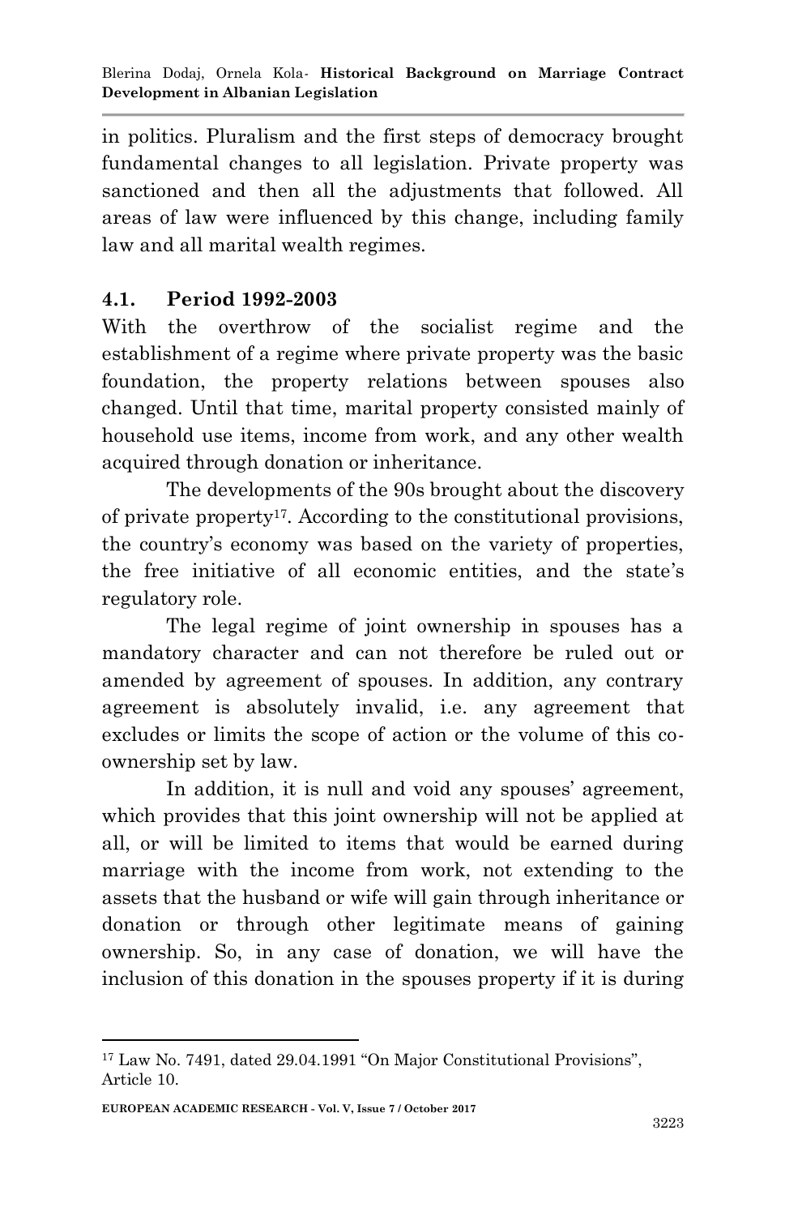in politics. Pluralism and the first steps of democracy brought fundamental changes to all legislation. Private property was sanctioned and then all the adjustments that followed. All areas of law were influenced by this change, including family law and all marital wealth regimes.

### 4.1. Period 1992-2003

With the overthrow of the socialist regime and the establishment of a regime where private property was the basic foundation, the property relations between spouses also changed. Until that time, marital property consisted mainly of household use items, income from work, and any other wealth acquired through donation or inheritance.

The developments of the 90s brought about the discovery of private property[17]. According to the constitutional provisions, the country's economy was based on the variety of properties, the free initiative of all economic entities, and the state's regulatory role.

The legal regime of joint ownership in spouses has a mandatory character and can not therefore be ruled out or amended by agreement of spouses. In addition, any contrary agreement is absolutely invalid, i.e. any agreement that excludes or limits the scope of action or the volume of this co-ownership set by law.

In addition, it is null and void any spouses' agreement, which provides that this joint ownership will not be applied at all, or will be limited to items that would be earned during marriage with the income from work, not extending to the assets that the husband or wife will gain through inheritance or donation or through other legitimate means of gaining ownership. So, in any case of donation, we will have the inclusion of this donation in the spouses property if it is during

---

[17] Law No. 7491, dated 29.04.1991 "On Major Constitutional Provisions", Article 10.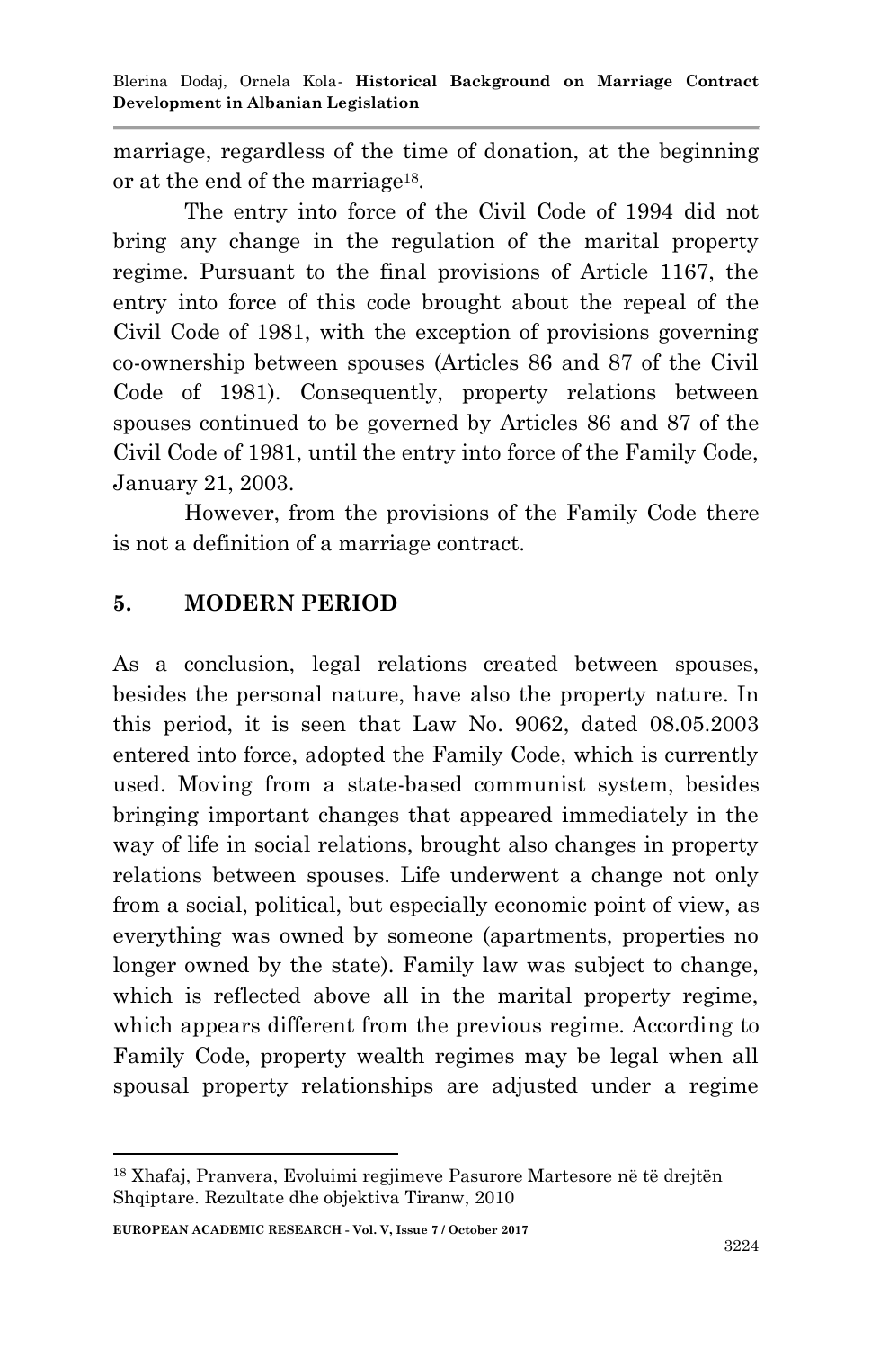marriage, regardless of the time of donation, at the beginning or at the end of the marriage[18].

The entry into force of the Civil Code of 1994 did not bring any change in the regulation of the marital property regime. Pursuant to the final provisions of Article 1167, the entry into force of this code brought about the repeal of the Civil Code of 1981, with the exception of provisions governing co-ownership between spouses (Articles 86 and 87 of the Civil Code of 1981). Consequently, property relations between spouses continued to be governed by Articles 86 and 87 of the Civil Code of 1981, until the entry into force of the Family Code, January 21, 2003.

However, from the provisions of the Family Code there is not a definition of a marriage contract.

## 5. MODERN PERIOD

As a conclusion, legal relations created between spouses, besides the personal nature, have also the property nature. In this period, it is seen that Law No. 9062, dated 08.05.2003 entered into force, adopted the Family Code, which is currently used. Moving from a state-based communist system, besides bringing important changes that appeared immediately in the way of life in social relations, brought also changes in property relations between spouses. Life underwent a change not only from a social, political, but especially economic point of view, as everything was owned by someone (apartments, properties no longer owned by the state). Family law was subject to change, which is reflected above all in the marital property regime, which appears different from the previous regime. According to Family Code, property wealth regimes may be legal when all spousal property relationships are adjusted under a regime

---

[18] Xhafaj, Pranvera, Evoluimi regjimeve Pasurore Martesore në të drejtën Shqiptare. Rezultate dhe objektiva Tiranw, 2010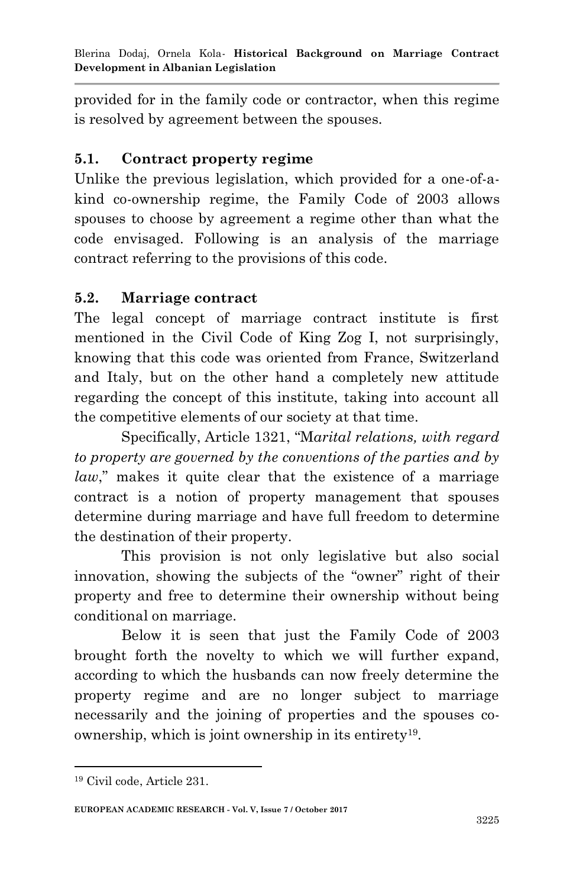provided for in the family code or contractor, when this regime is resolved by agreement between the spouses.

### 5.1. Contract property regime

Unlike the previous legislation, which provided for a one-of-a-kind co-ownership regime, the Family Code of 2003 allows spouses to choose by agreement a regime other than what the code envisaged. Following is an analysis of the marriage contract referring to the provisions of this code.

### 5.2. Marriage contract

The legal concept of marriage contract institute is first mentioned in the Civil Code of King Zog I, not surprisingly, knowing that this code was oriented from France, Switzerland and Italy, but on the other hand a completely new attitude regarding the concept of this institute, taking into account all the competitive elements of our society at that time.

Specifically, Article 1321, "M*arital relations, with regard to property are governed by the conventions of the parties and by law*," makes it quite clear that the existence of a marriage contract is a notion of property management that spouses determine during marriage and have full freedom to determine the destination of their property.

This provision is not only legislative but also social innovation, showing the subjects of the "owner" right of their property and free to determine their ownership without being conditional on marriage.

Below it is seen that just the Family Code of 2003 brought forth the novelty to which we will further expand, according to which the husbands can now freely determine the property regime and are no longer subject to marriage necessarily and the joining of properties and the spouses co-ownership, which is joint ownership in its entirety[19].

[19] Civil code, Article 231.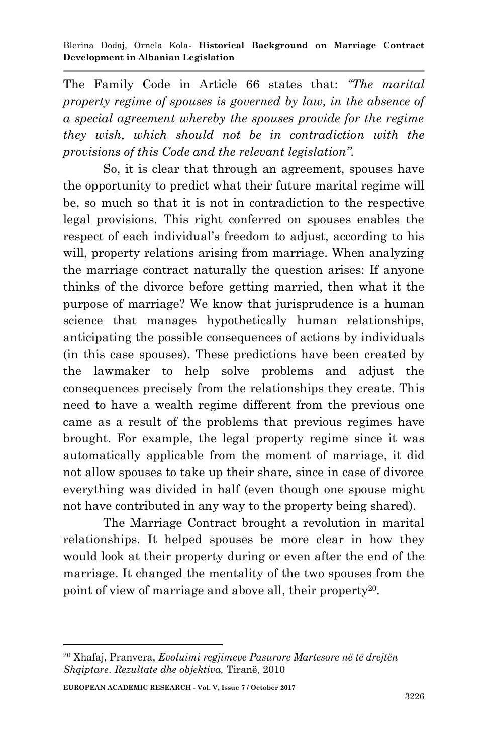The Family Code in Article 66 states that: *"The marital property regime of spouses is governed by law, in the absence of a special agreement whereby the spouses provide for the regime they wish, which should not be in contradiction with the provisions of this Code and the relevant legislation".*

So, it is clear that through an agreement, spouses have the opportunity to predict what their future marital regime will be, so much so that it is not in contradiction to the respective legal provisions. This right conferred on spouses enables the respect of each individual's freedom to adjust, according to his will, property relations arising from marriage. When analyzing the marriage contract naturally the question arises: If anyone thinks of the divorce before getting married, then what it the purpose of marriage? We know that jurisprudence is a human science that manages hypothetically human relationships, anticipating the possible consequences of actions by individuals (in this case spouses). These predictions have been created by the lawmaker to help solve problems and adjust the consequences precisely from the relationships they create. This need to have a wealth regime different from the previous one came as a result of the problems that previous regimes have brought. For example, the legal property regime since it was automatically applicable from the moment of marriage, it did not allow spouses to take up their share, since in case of divorce everything was divided in half (even though one spouse might not have contributed in any way to the property being shared).

The Marriage Contract brought a revolution in marital relationships. It helped spouses be more clear in how they would look at their property during or even after the end of the marriage. It changed the mentality of the two spouses from the point of view of marriage and above all, their property[20].

---

[20] Xhafaj, Pranvera, *Evoluimi regjimeve Pasurore Martesore në të drejtën Shqiptare. Rezultate dhe objektiva,* Tiranë, 2010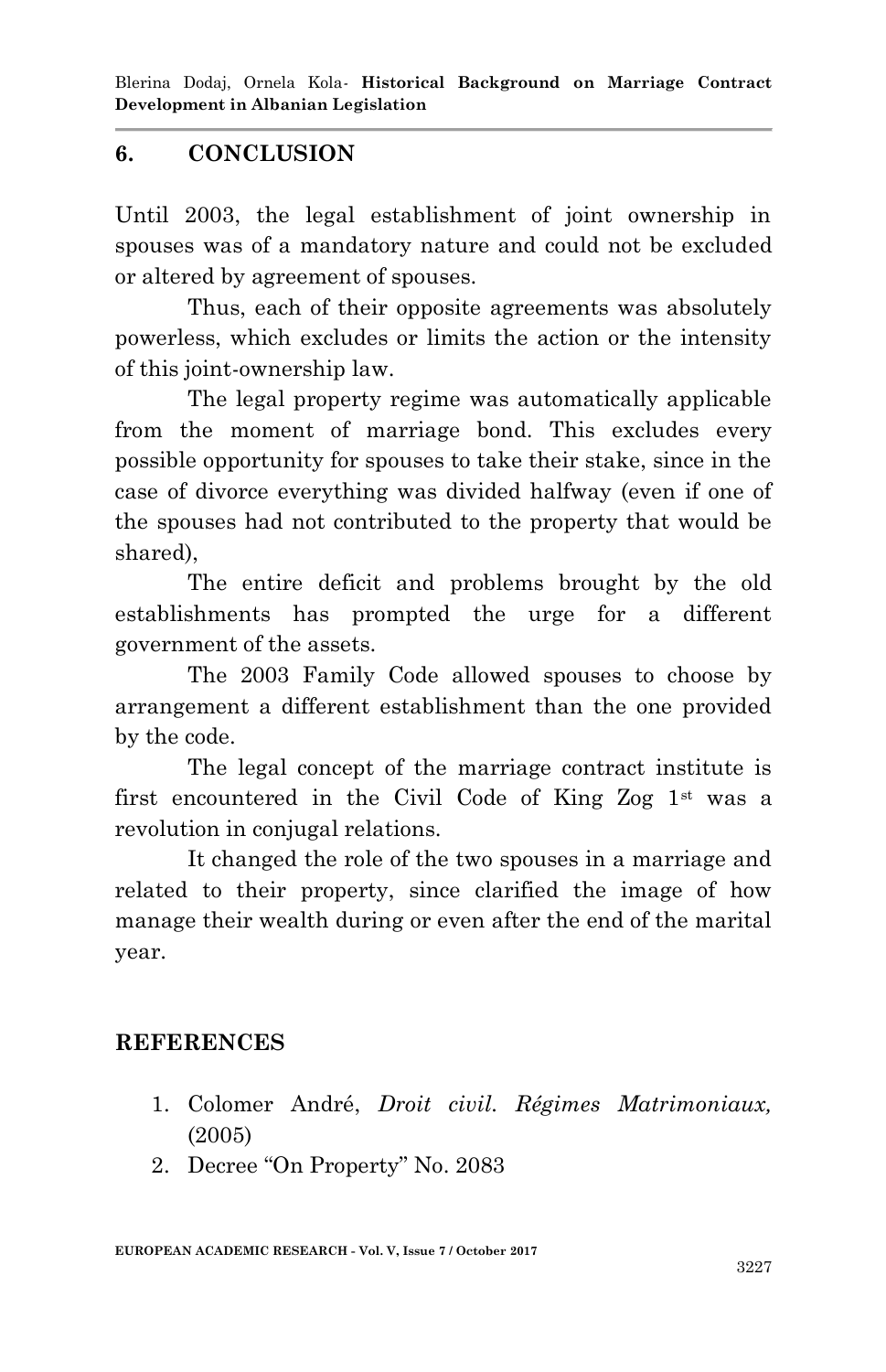## 6. CONCLUSION

Until 2003, the legal establishment of joint ownership in spouses was of a mandatory nature and could not be excluded or altered by agreement of spouses.

Thus, each of their opposite agreements was absolutely powerless, which excludes or limits the action or the intensity of this joint-ownership law.

The legal property regime was automatically applicable from the moment of marriage bond. This excludes every possible opportunity for spouses to take their stake, since in the case of divorce everything was divided halfway (even if one of the spouses had not contributed to the property that would be shared),

The entire deficit and problems brought by the old establishments has prompted the urge for a different government of the assets.

The 2003 Family Code allowed spouses to choose by arrangement a different establishment than the one provided by the code.

The legal concept of the marriage contract institute is first encountered in the Civil Code of King Zog 1st was a revolution in conjugal relations.

It changed the role of the two spouses in a marriage and related to their property, since clarified the image of how manage their wealth during or even after the end of the marital year.

## REFERENCES

1. Colomer André, *Droit civil. Régimes Matrimoniaux,* (2005)
2. Decree "On Property" No. 2083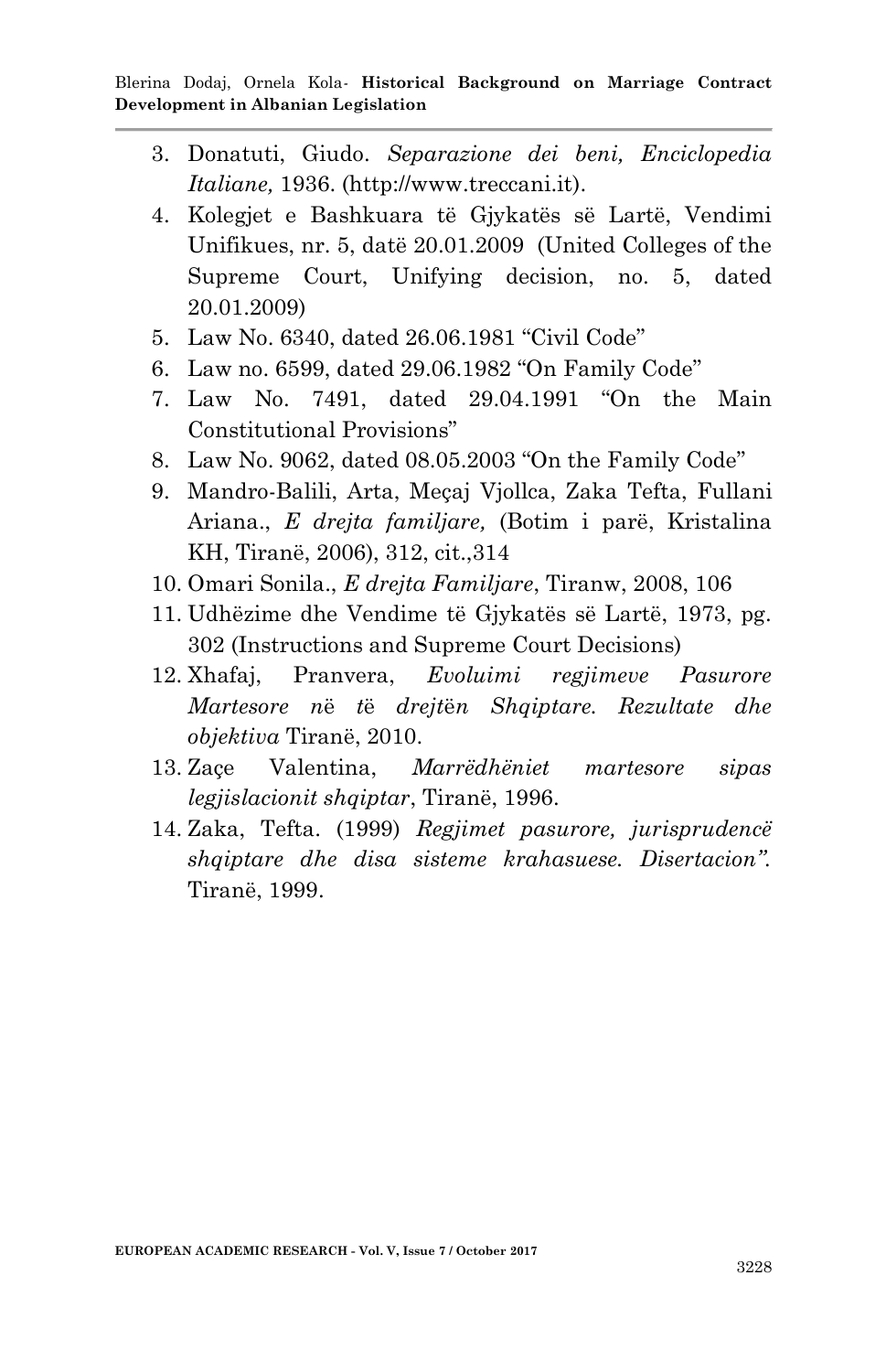3. Donatuti, Giudo. *Separazione dei beni, Enciclopedia Italiane,* 1936. (http://www.treccani.it).
4. Kolegjet e Bashkuara të Gjykatës së Lartë, Vendimi Unifikues, nr. 5, datë 20.01.2009 (United Colleges of the Supreme Court, Unifying decision, no. 5, dated 20.01.2009)
5. Law No. 6340, dated 26.06.1981 "Civil Code"
6. Law no. 6599, dated 29.06.1982 "On Family Code"
7. Law No. 7491, dated 29.04.1991 "On the Main Constitutional Provisions"
8. Law No. 9062, dated 08.05.2003 "On the Family Code"
9. Mandro-Balili, Arta, Meçaj Vjollca, Zaka Tefta, Fullani Ariana., *E drejta familjare,* (Botim i parë, Kristalina KH, Tiranë, 2006), 312, cit.,314
10. Omari Sonila., *E drejta Familjare*, Tiranw, 2008, 106
11. Udhëzime dhe Vendime të Gjykatës së Lartë, 1973, pg. 302 (Instructions and Supreme Court Decisions)
12. Xhafaj, Pranvera, *Evoluimi regjimeve Pasurore Martesore në të drejtën Shqiptare. Rezultate dhe objektiva* Tiranë, 2010.
13. Zaçe Valentina, *Marrëdhëniet martesore sipas legjislacionit shqiptar*, Tiranë, 1996.
14. Zaka, Tefta. (1999) *Regjimet pasurore, jurisprudencë shqiptare dhe disa sisteme krahasuese. Disertacion".* Tiranë, 1999.